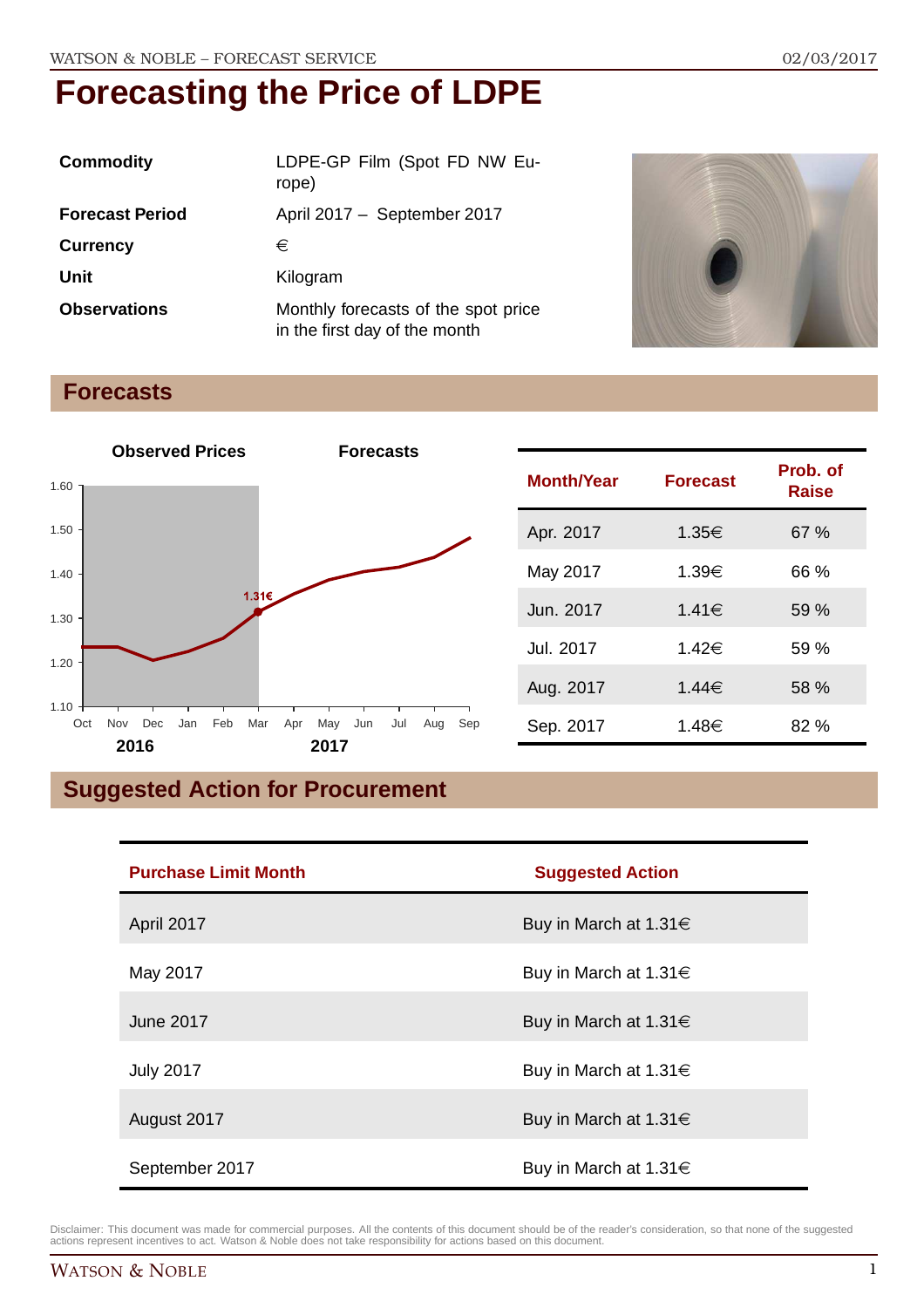# Forecasting the Price of LDPE

| | |
|---|---|
| **Commodity** | LDPE-GP Film (Spot FD NW Europe) |
| **Forecast Period** | April 2017 – September 2017 |
| **Currency** | € |
| **Unit** | Kilogram |
| **Observations** | Monthly forecasts of the spot price in the first day of the month |

## Forecasts

Observed Prices

Forecasts

1.60
1.50
1.40
1.30
1.20
1.10

1.31€

Oct Nov Dec Jan Feb Mar Apr May Jun Jul Aug Sep

2016

2017

| Month/Year | Forecast | Prob. of Raise |
|---|---|---|
| Apr. 2017 | 1.35€ | 67 % |
| May 2017 | 1.39€ | 66 % |
| Jun. 2017 | 1.41€ | 59 % |
| Jul. 2017 | 1.42€ | 59 % |
| Aug. 2017 | 1.44€ | 58 % |
| Sep. 2017 | 1.48€ | 82 % |

## Suggested Action for Procurement

| Purchase Limit Month | Suggested Action |
|---|---|
| April 2017 | Buy in March at 1.31€ |
| May 2017 | Buy in March at 1.31€ |
| June 2017 | Buy in March at 1.31€ |
| July 2017 | Buy in March at 1.31€ |
| August 2017 | Buy in March at 1.31€ |
| September 2017 | Buy in March at 1.31€ |

Disclaimer: This document was made for commercial purposes. All the contents of this document should be of the reader's consideration, so that none of the suggested actions represent incentives to act. Watson & Noble does not take responsibility for actions based on this document.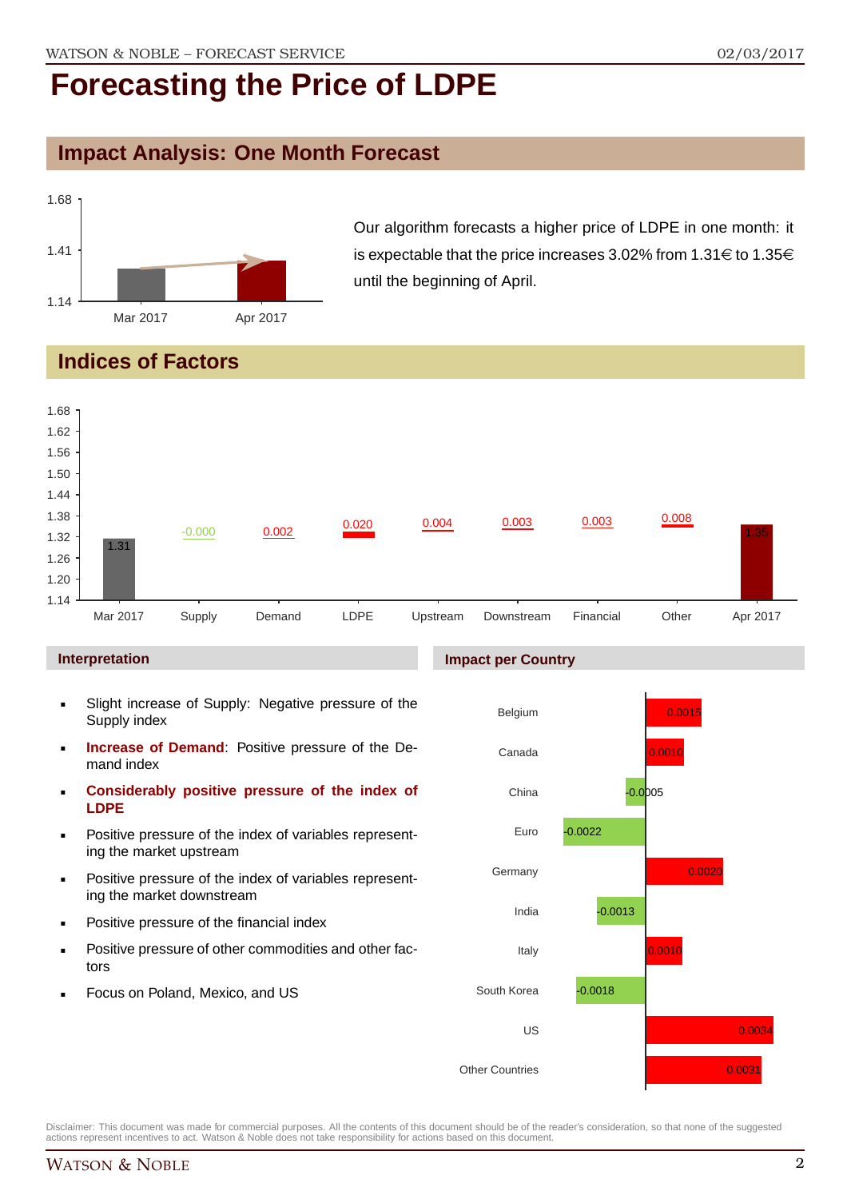# Forecasting the Price of LDPE

## Impact Analysis: One Month Forecast

1.68
1.41
1.14
Mar 2017
Apr 2017

Our algorithm forecasts a higher price of LDPE in one month: it is expectable that the price increases 3.02% from 1.31€ to 1.35€ until the beginning of April.

## Indices of Factors

1.68
1.62
1.56
1.50
1.44
1.38
1.32
1.26
1.20
1.14

1.31
-0.000
0.002
0.020
0.004
0.003
0.003
0.008
1.35

Mar 2017
Supply
Demand
LDPE
Upstream
Downstream
Financial
Other
Apr 2017

### Interpretation

- Slight increase of Supply: Negative pressure of the Supply index
- **Increase of Demand**: Positive pressure of the Demand index
- **Considerably positive pressure of the index of LDPE**
- Positive pressure of the index of variables representing the market upstream
- Positive pressure of the index of variables representing the market downstream
- Positive pressure of the financial index
- Positive pressure of other commodities and other factors
- Focus on Poland, Mexico, and US

### Impact per Country

Belgium 0.0015
Canada 0.0010
China -0.0005
Euro -0.0022
Germany 0.0020
India -0.0013
Italy 0.0010
South Korea -0.0018
US 0.0034
Other Countries 0.0031

Disclaimer: This document was made for commercial purposes. All the contents of this document should be of the reader's consideration, so that none of the suggested actions represent incentives to act. Watson & Noble does not take responsibility for actions based on this document.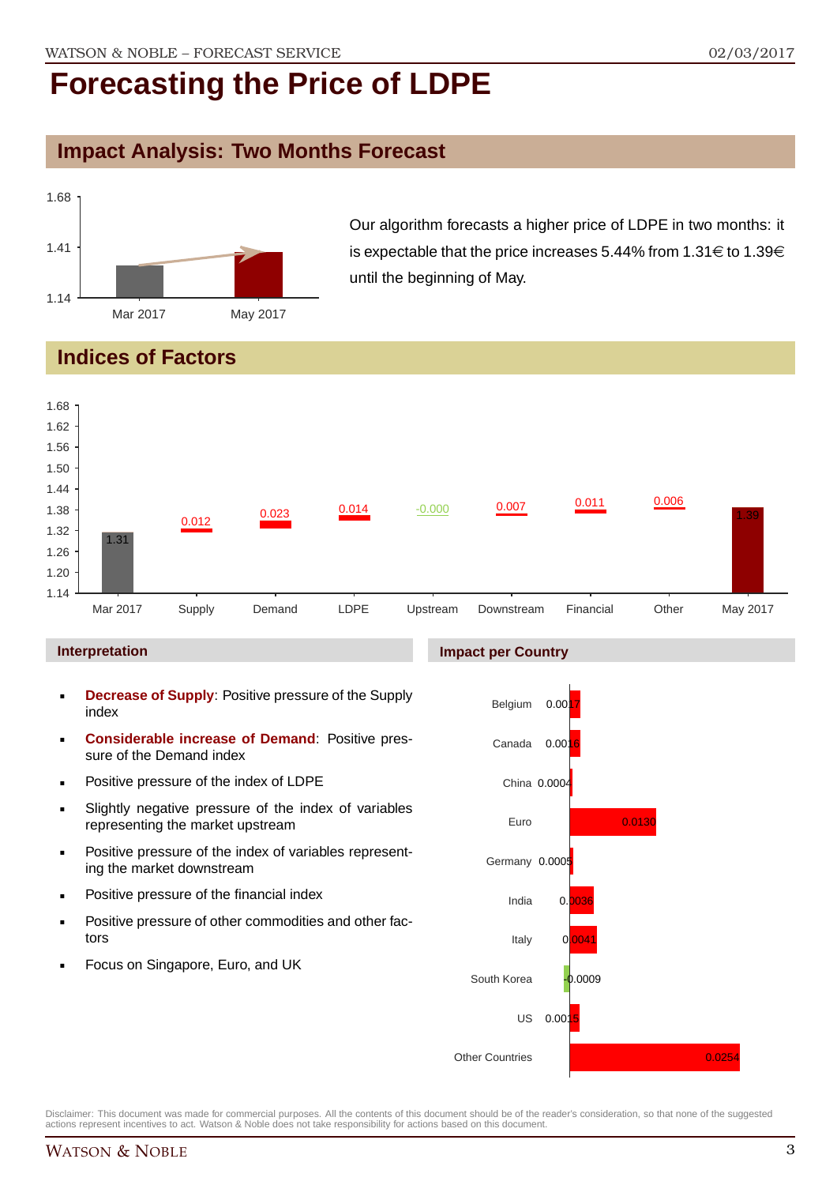# Forecasting the Price of LDPE

## Impact Analysis: Two Months Forecast

1.68
1.41
1.14
Mar 2017
May 2017

Our algorithm forecasts a higher price of LDPE in two months: it is expectable that the price increases 5.44% from 1.31€ to 1.39€ until the beginning of May.

## Indices of Factors

1.68
1.62
1.56
1.50
1.44
1.38
1.32
1.26
1.20
1.14

1.31
0.012
0.023
0.014
-0.000
0.007
0.011
0.006
1.39

Mar 2017
Supply
Demand
LDPE
Upstream
Downstream
Financial
Other
May 2017

### Interpretation

- **Decrease of Supply**: Positive pressure of the Supply index
- **Considerable increase of Demand**: Positive pressure of the Demand index
- Positive pressure of the index of LDPE
- Slightly negative pressure of the index of variables representing the market upstream
- Positive pressure of the index of variables representing the market downstream
- Positive pressure of the financial index
- Positive pressure of other commodities and other factors
- Focus on Singapore, Euro, and UK

### Impact per Country

Belgium 0.0017
Canada 0.0016
China 0.0004
Euro 0.0130
Germany 0.0005
India 0.0036
Italy 0.0041
South Korea -0.0009
US 0.0015
Other Countries 0.0254

Disclaimer: This document was made for commercial purposes. All the contents of this document should be of the reader's consideration, so that none of the suggested actions represent incentives to act. Watson & Noble does not take responsibility for actions based on this document.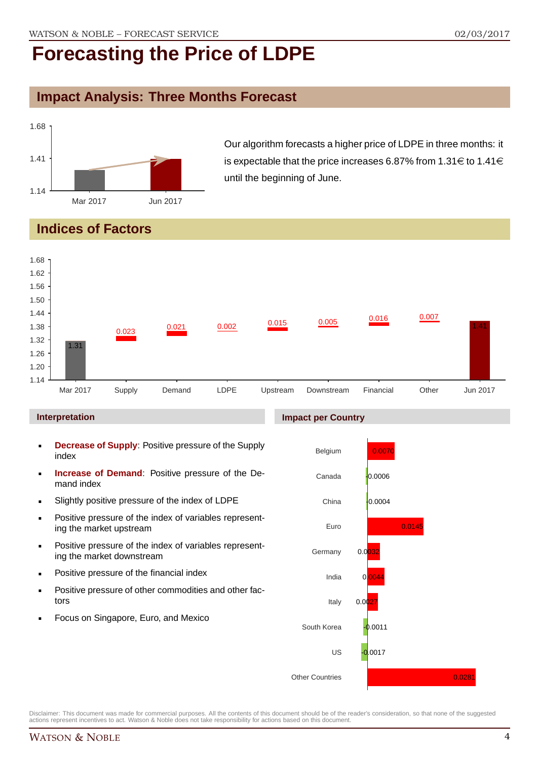# Forecasting the Price of LDPE

## Impact Analysis: Three Months Forecast

| | Price |
|---|---|
| Mar 2017 | 1.31 |
| Jun 2017 | 1.41 |

Our algorithm forecasts a higher price of LDPE in three months: it is expectable that the price increases 6.87% from 1.31€ to 1.41€ until the beginning of June.

## Indices of Factors

| Mar 2017 | Supply | Demand | LDPE | Upstream | Downstream | Financial | Other | Jun 2017 |
|---|---|---|---|---|---|---|---|---|
| 1.31 | 0.023 | 0.021 | 0.002 | 0.015 | 0.005 | 0.016 | 0.007 | 1.41 |

### Interpretation

- **Decrease of Supply**: Positive pressure of the Supply index
- **Increase of Demand**: Positive pressure of the Demand index
- Slightly positive pressure of the index of LDPE
- Positive pressure of the index of variables representing the market upstream
- Positive pressure of the index of variables representing the market downstream
- Positive pressure of the financial index
- Positive pressure of other commodities and other factors
- Focus on Singapore, Euro, and Mexico

### Impact per Country

| Country | Impact |
|---|---|
| Belgium | 0.0070 |
| Canada | 0.0006 |
| China | 0.0004 |
| Euro | 0.0145 |
| Germany | 0.0032 |
| India | 0.0044 |
| Italy | 0.0027 |
| South Korea | -0.0011 |
| US | -0.0017 |
| Other Countries | 0.0281 |

Disclaimer: This document was made for commercial purposes. All the contents of this document should be of the reader's consideration, so that none of the suggested actions represent incentives to act. Watson & Noble does not take responsibility for actions based on this document.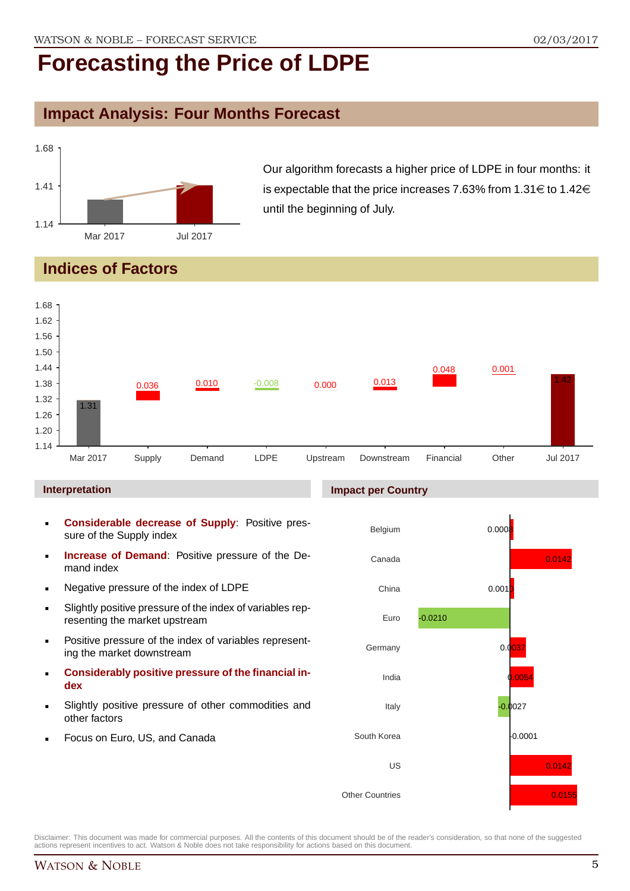# Forecasting the Price of LDPE

## Impact Analysis: Four Months Forecast

1.68
1.41
1.14
Mar 2017
Jul 2017

Our algorithm forecasts a higher price of LDPE in four months: it is expectable that the price increases 7.63% from 1.31€ to 1.42€ until the beginning of July.

## Indices of Factors

1.68
1.62
1.56
1.50
1.44
1.38
1.32
1.26
1.20
1.14

1.31
0.036
0.010
-0.008
0.000
0.013
0.048
0.001
1.42

Mar 2017
Supply
Demand
LDPE
Upstream
Downstream
Financial
Other
Jul 2017

### Interpretation

- **Considerable decrease of Supply**: Positive pressure of the Supply index
- **Increase of Demand**: Positive pressure of the Demand index
- Negative pressure of the index of LDPE
- Slightly positive pressure of the index of variables representing the market upstream
- Positive pressure of the index of variables representing the market downstream
- **Considerably positive pressure of the financial index**
- Slightly positive pressure of other commodities and other factors
- Focus on Euro, US, and Canada

### Impact per Country

Belgium 0.0008
Canada 0.0142
China 0.0010
Euro -0.0210
Germany 0.0037
India 0.0054
Italy -0.0027
South Korea -0.0001
US 0.0142
Other Countries 0.0155

Disclaimer: This document was made for commercial purposes. All the contents of this document should be of the reader's consideration, so that none of the suggested actions represent incentives to act. Watson & Noble does not take responsibility for actions based on this document.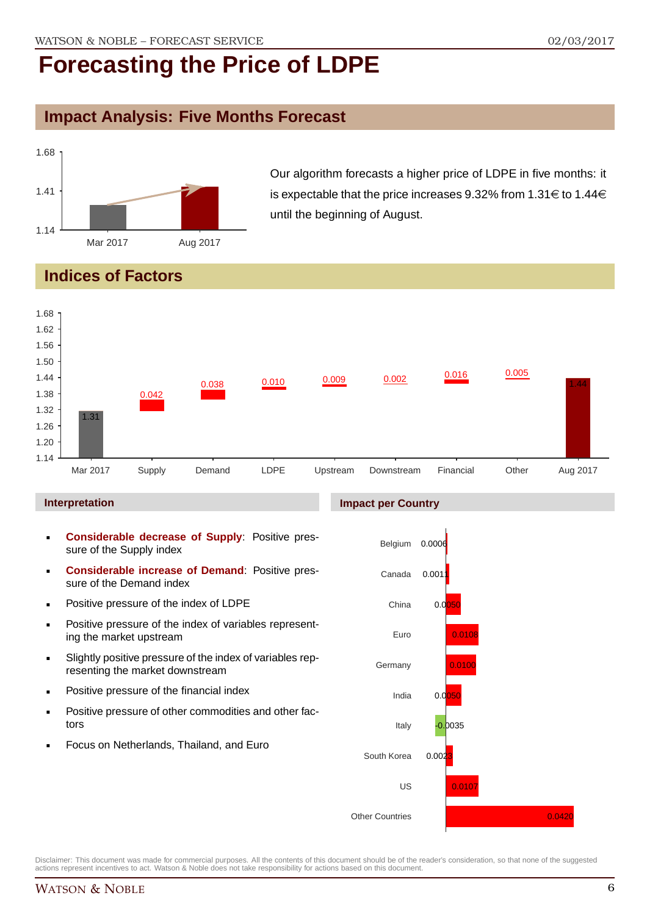# Forecasting the Price of LDPE

## Impact Analysis: Five Months Forecast

1.68
1.41
1.14
Mar 2017
Aug 2017

Our algorithm forecasts a higher price of LDPE in five months: it is expectable that the price increases 9.32% from 1.31€ to 1.44€ until the beginning of August.

## Indices of Factors

1.68
1.62
1.56
1.50
1.44
1.38
1.32
1.26
1.20
1.14

1.31
0.042
0.038
0.010
0.009
0.002
0.016
0.005
1.44

Mar 2017
Supply
Demand
LDPE
Upstream
Downstream
Financial
Other
Aug 2017

### Interpretation

- **Considerable decrease of Supply**: Positive pressure of the Supply index
- **Considerable increase of Demand**: Positive pressure of the Demand index
- Positive pressure of the index of LDPE
- Positive pressure of the index of variables representing the market upstream
- Slightly positive pressure of the index of variables representing the market downstream
- Positive pressure of the financial index
- Positive pressure of other commodities and other factors
- Focus on Netherlands, Thailand, and Euro

### Impact per Country

Belgium 0.0006
Canada 0.0011
China 0.0050
Euro 0.0108
Germany 0.0100
India 0.0050
Italy -0.0035
South Korea 0.0023
US 0.0107
Other Countries 0.0420

Disclaimer: This document was made for commercial purposes. All the contents of this document should be of the reader's consideration, so that none of the suggested actions represent incentives to act. Watson & Noble does not take responsibility for actions based on this document.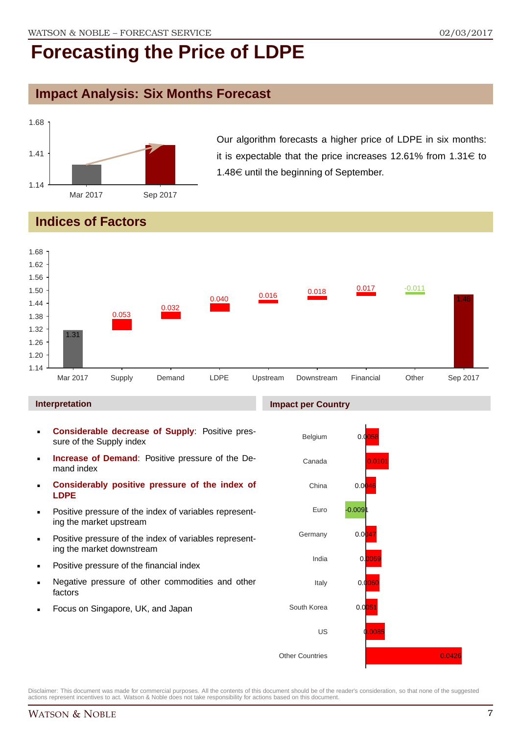# Forecasting the Price of LDPE

## Impact Analysis: Six Months Forecast

1.68
1.41
1.14
Mar 2017
Sep 2017

Our algorithm forecasts a higher price of LDPE in six months: it is expectable that the price increases 12.61% from 1.31€ to 1.48€ until the beginning of September.

## Indices of Factors

1.68
1.62
1.56
1.50
1.44
1.38
1.32
1.26
1.20
1.14

1.31
0.053
0.032
0.040
0.016
0.018
0.017
-0.011
1.48

Mar 2017
Supply
Demand
LDPE
Upstream
Downstream
Financial
Other
Sep 2017

### Interpretation

- **Considerable decrease of Supply**: Positive pressure of the Supply index
- **Increase of Demand**: Positive pressure of the Demand index
- **Considerably positive pressure of the index of LDPE**
- Positive pressure of the index of variables representing the market upstream
- Positive pressure of the index of variables representing the market downstream
- Positive pressure of the financial index
- Negative pressure of other commodities and other factors
- Focus on Singapore, UK, and Japan

### Impact per Country

Belgium 0.0058
Canada 0.0101
China 0.0046
Euro -0.0091
Germany 0.0047
India 0.0069
Italy 0.0060
South Korea 0.0051
US 0.0085
Other Countries 0.0426

Disclaimer: This document was made for commercial purposes. All the contents of this document should be of the reader's consideration, so that none of the suggested actions represent incentives to act. Watson & Noble does not take responsibility for actions based on this document.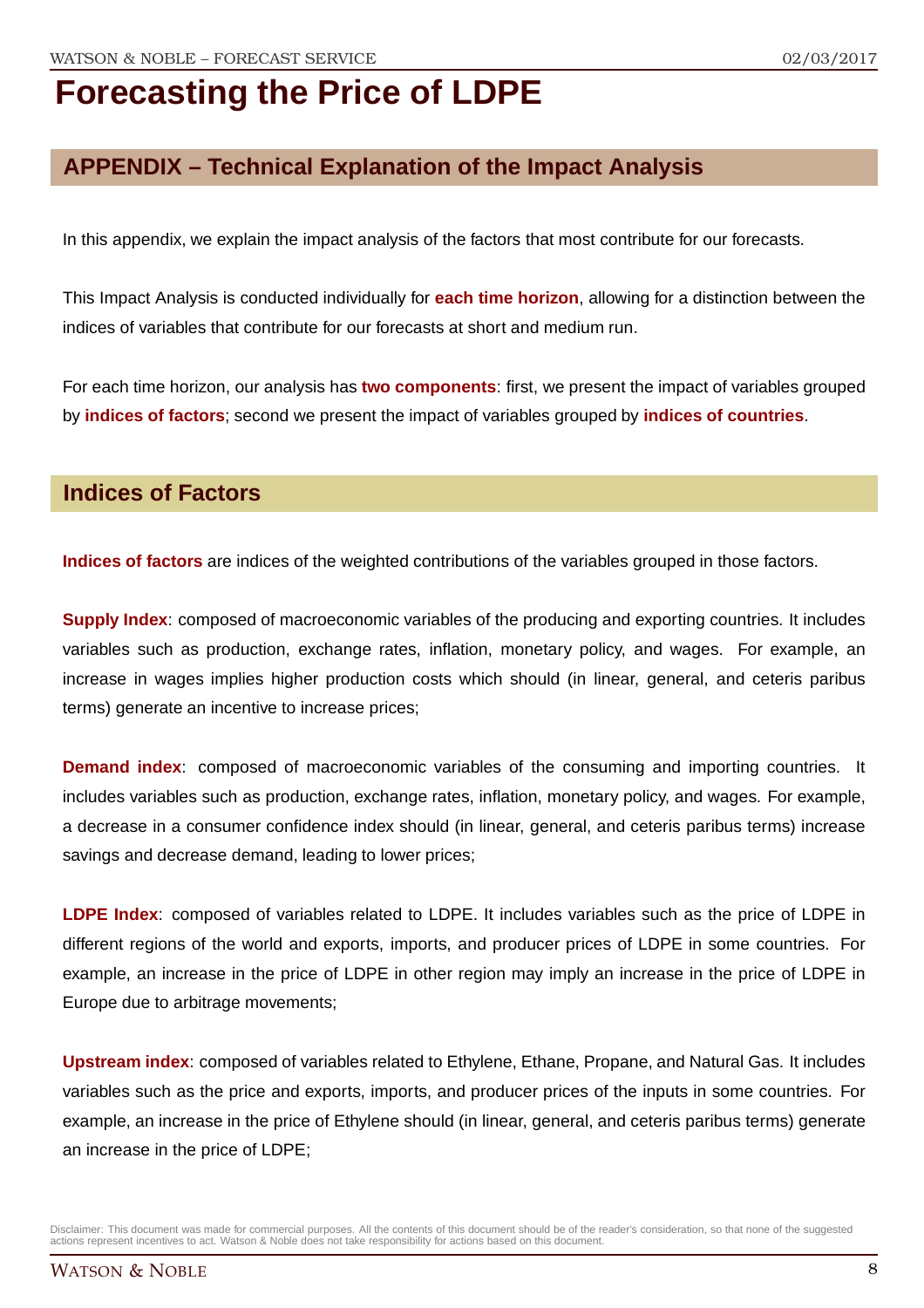# Forecasting the Price of LDPE

## APPENDIX – Technical Explanation of the Impact Analysis

In this appendix, we explain the impact analysis of the factors that most contribute for our forecasts.

This Impact Analysis is conducted individually for **each time horizon**, allowing for a distinction between the indices of variables that contribute for our forecasts at short and medium run.

For each time horizon, our analysis has **two components**: first, we present the impact of variables grouped by **indices of factors**; second we present the impact of variables grouped by **indices of countries**.

## Indices of Factors

**Indices of factors** are indices of the weighted contributions of the variables grouped in those factors.

**Supply Index**: composed of macroeconomic variables of the producing and exporting countries. It includes variables such as production, exchange rates, inflation, monetary policy, and wages. For example, an increase in wages implies higher production costs which should (in linear, general, and ceteris paribus terms) generate an incentive to increase prices;

**Demand index**: composed of macroeconomic variables of the consuming and importing countries. It includes variables such as production, exchange rates, inflation, monetary policy, and wages. For example, a decrease in a consumer confidence index should (in linear, general, and ceteris paribus terms) increase savings and decrease demand, leading to lower prices;

**LDPE Index**: composed of variables related to LDPE. It includes variables such as the price of LDPE in different regions of the world and exports, imports, and producer prices of LDPE in some countries. For example, an increase in the price of LDPE in other region may imply an increase in the price of LDPE in Europe due to arbitrage movements;

**Upstream index**: composed of variables related to Ethylene, Ethane, Propane, and Natural Gas. It includes variables such as the price and exports, imports, and producer prices of the inputs in some countries. For example, an increase in the price of Ethylene should (in linear, general, and ceteris paribus terms) generate an increase in the price of LDPE;

Disclaimer: This document was made for commercial purposes. All the contents of this document should be of the reader's consideration, so that none of the suggested actions represent incentives to act. Watson & Noble does not take responsibility for actions based on this document.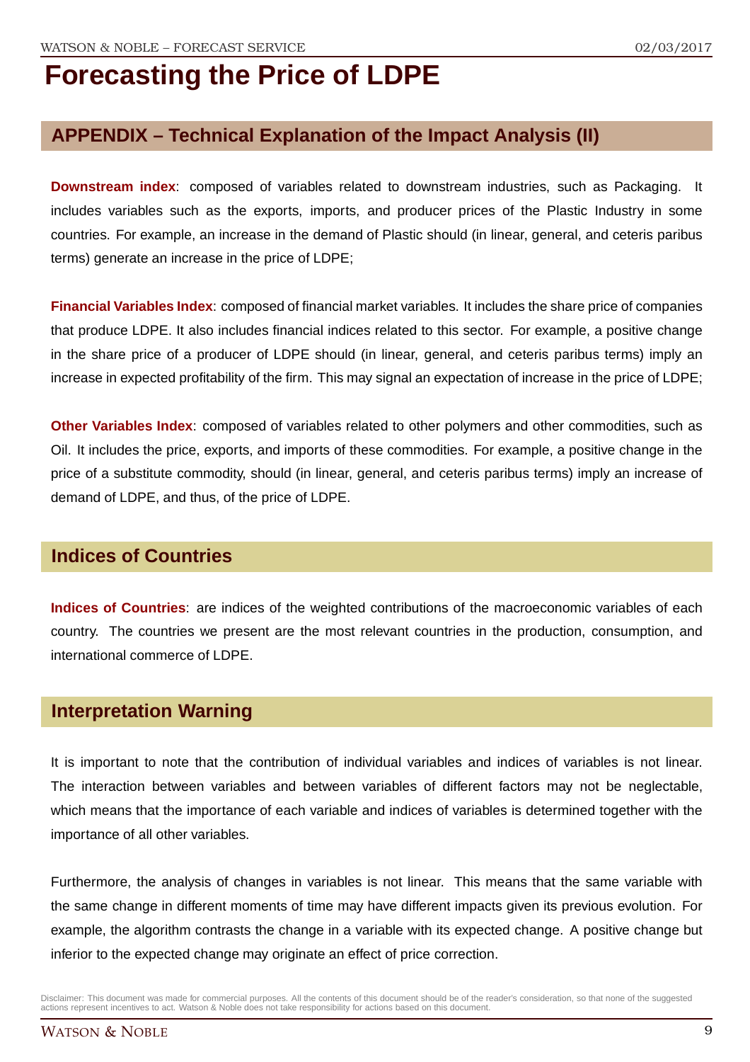# Forecasting the Price of LDPE

## APPENDIX – Technical Explanation of the Impact Analysis (II)

**Downstream index**: composed of variables related to downstream industries, such as Packaging. It includes variables such as the exports, imports, and producer prices of the Plastic Industry in some countries. For example, an increase in the demand of Plastic should (in linear, general, and ceteris paribus terms) generate an increase in the price of LDPE;

**Financial Variables Index**: composed of financial market variables. It includes the share price of companies that produce LDPE. It also includes financial indices related to this sector. For example, a positive change in the share price of a producer of LDPE should (in linear, general, and ceteris paribus terms) imply an increase in expected profitability of the firm. This may signal an expectation of increase in the price of LDPE;

**Other Variables Index**: composed of variables related to other polymers and other commodities, such as Oil. It includes the price, exports, and imports of these commodities. For example, a positive change in the price of a substitute commodity, should (in linear, general, and ceteris paribus terms) imply an increase of demand of LDPE, and thus, of the price of LDPE.

## Indices of Countries

**Indices of Countries**: are indices of the weighted contributions of the macroeconomic variables of each country. The countries we present are the most relevant countries in the production, consumption, and international commerce of LDPE.

## Interpretation Warning

It is important to note that the contribution of individual variables and indices of variables is not linear. The interaction between variables and between variables of different factors may not be neglectable, which means that the importance of each variable and indices of variables is determined together with the importance of all other variables.

Furthermore, the analysis of changes in variables is not linear. This means that the same variable with the same change in different moments of time may have different impacts given its previous evolution. For example, the algorithm contrasts the change in a variable with its expected change. A positive change but inferior to the expected change may originate an effect of price correction.

Disclaimer: This document was made for commercial purposes. All the contents of this document should be of the reader's consideration, so that none of the suggested actions represent incentives to act. Watson & Noble does not take responsibility for actions based on this document.